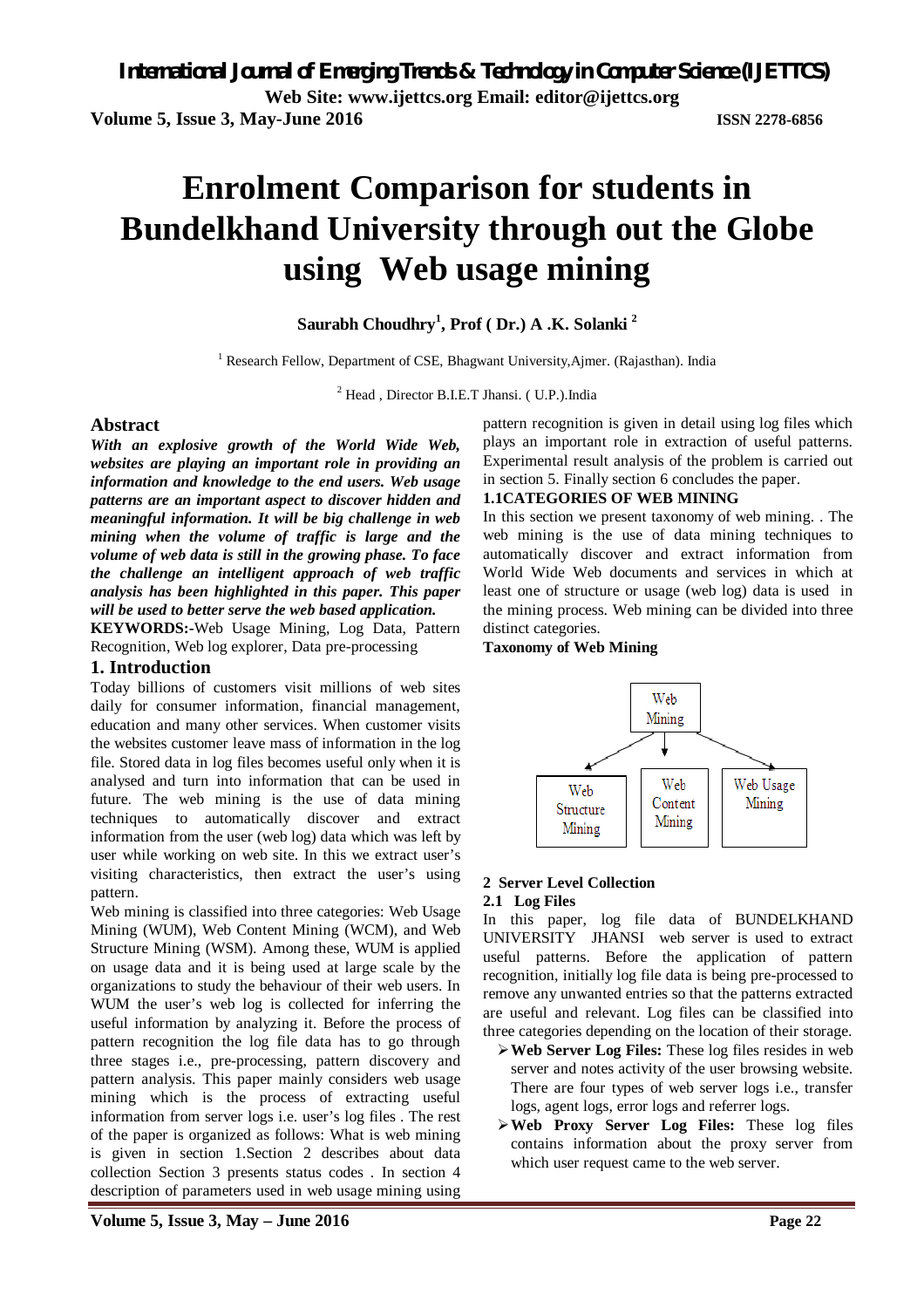# Enrolment Comparison for students in Bundelkhand University through out the Globe using Web usage mining

**Saurabh Choudhry[1], Prof ( Dr.) A .K. Solanki [2]**

[1] Research Fellow, Department of CSE, Bhagwant University,Ajmer. (Rajasthan). India

[2] Head , Director B.I.E.T Jhansi. ( U.P.).India

## Abstract

***With an explosive growth of the World Wide Web, websites are playing an important role in providing an information and knowledge to the end users. Web usage patterns are an important aspect to discover hidden and meaningful information. It will be big challenge in web mining when the volume of traffic is large and the volume of web data is still in the growing phase. To face the challenge an intelligent approach of web traffic analysis has been highlighted in this paper. This paper will be used to better serve the web based application.***

**KEYWORDS:**-Web Usage Mining, Log Data, Pattern Recognition, Web log explorer, Data pre-processing

## 1. Introduction

Today billions of customers visit millions of web sites daily for consumer information, financial management, education and many other services. When customer visits the websites customer leave mass of information in the log file. Stored data in log files becomes useful only when it is analysed and turn into information that can be used in future. The web mining is the use of data mining techniques to automatically discover and extract information from the user (web log) data which was left by user while working on web site. In this we extract user's visiting characteristics, then extract the user's using pattern.

Web mining is classified into three categories: Web Usage Mining (WUM), Web Content Mining (WCM), and Web Structure Mining (WSM). Among these, WUM is applied on usage data and it is being used at large scale by the organizations to study the behaviour of their web users. In WUM the user's web log is collected for inferring the useful information by analyzing it. Before the process of pattern recognition the log file data has to go through three stages i.e., pre-processing, pattern discovery and pattern analysis. This paper mainly considers web usage mining which is the process of extracting useful information from server logs i.e. user's log files . The rest of the paper is organized as follows: What is web mining is given in section 1.Section 2 describes about data collection Section 3 presents status codes . In section 4 description of parameters used in web usage mining using pattern recognition is given in detail using log files which plays an important role in extraction of useful patterns. Experimental result analysis of the problem is carried out in section 5. Finally section 6 concludes the paper.

### 1.1CATEGORIES OF WEB MINING

In this section we present taxonomy of web mining. . The web mining is the use of data mining techniques to automatically discover and extract information from World Wide Web documents and services in which at least one of structure or usage (web log) data is used in the mining process. Web mining can be divided into three distinct categories.

**Taxonomy of Web Mining**

Web Mining → Web Structure Mining | Web Content Mining | Web Usage Mining

## 2 Server Level Collection

### 2.1 Log Files

In this paper, log file data of BUNDELKHAND UNIVERSITY JHANSI web server is used to extract useful patterns. Before the application of pattern recognition, initially log file data is being pre-processed to remove any unwanted entries so that the patterns extracted are useful and relevant. Log files can be classified into three categories depending on the location of their storage.

- **Web Server Log Files:** These log files resides in web server and notes activity of the user browsing website. There are four types of web server logs i.e., transfer logs, agent logs, error logs and referrer logs.
- **Web Proxy Server Log Files:** These log files contains information about the proxy server from which user request came to the web server.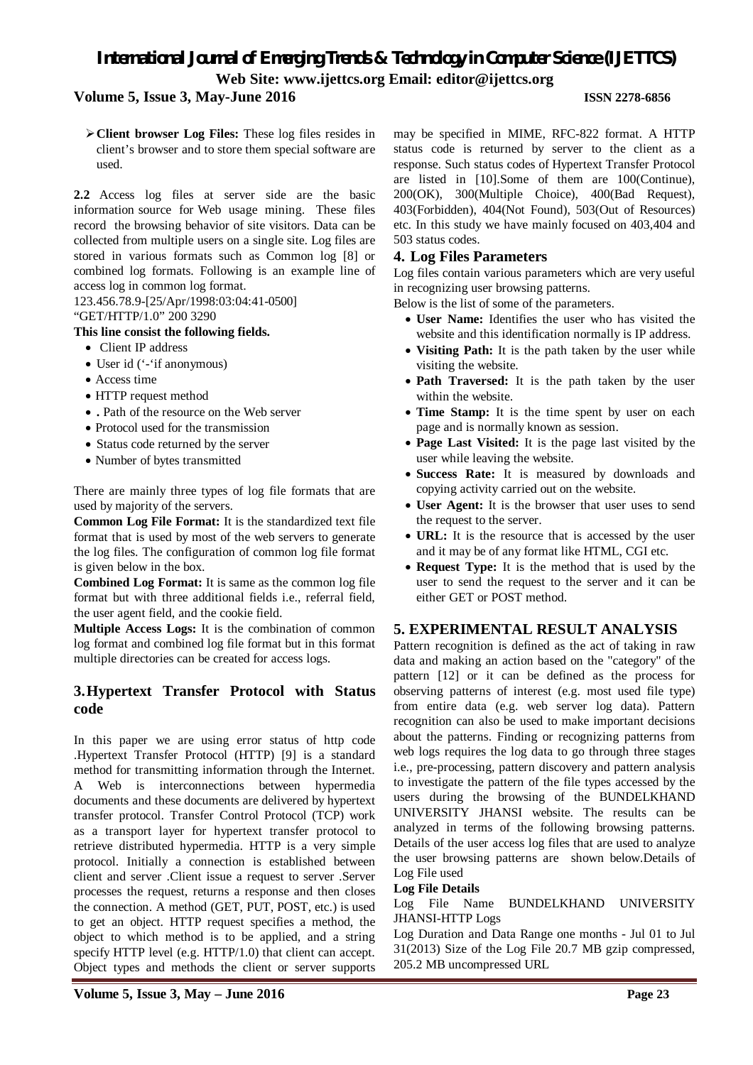- **Client browser Log Files:** These log files resides in client's browser and to store them special software are used.

**2.2** Access log files at server side are the basic information source for Web usage mining. These files record the browsing behavior of site visitors. Data can be collected from multiple users on a single site. Log files are stored in various formats such as Common log [8] or combined log formats. Following is an example line of access log in common log format.

123.456.78.9-[25/Apr/1998:03:04:41-0500]
"GET/HTTP/1.0" 200 3290

**This line consist the following fields.**

- Client IP address
- User id ('-'if anonymous)
- Access time
- HTTP request method
- . Path of the resource on the Web server
- Protocol used for the transmission
- Status code returned by the server
- Number of bytes transmitted

There are mainly three types of log file formats that are used by majority of the servers.

**Common Log File Format:** It is the standardized text file format that is used by most of the web servers to generate the log files. The configuration of common log file format is given below in the box.

**Combined Log Format:** It is same as the common log file format but with three additional fields i.e., referral field, the user agent field, and the cookie field.

**Multiple Access Logs:** It is the combination of common log format and combined log file format but in this format multiple directories can be created for access logs.

## 3. Hypertext Transfer Protocol with Status code

In this paper we are using error status of http code .Hypertext Transfer Protocol (HTTP) [9] is a standard method for transmitting information through the Internet. A Web is interconnections between hypermedia documents and these documents are delivered by hypertext transfer protocol. Transfer Control Protocol (TCP) work as a transport layer for hypertext transfer protocol to retrieve distributed hypermedia. HTTP is a very simple protocol. Initially a connection is established between client and server .Client issue a request to server .Server processes the request, returns a response and then closes the connection. A method (GET, PUT, POST, etc.) is used to get an object. HTTP request specifies a method, the object to which method is to be applied, and a string specify HTTP level (e.g. HTTP/1.0) that client can accept. Object types and methods the client or server supports may be specified in MIME, RFC-822 format. A HTTP status code is returned by server to the client as a response. Such status codes of Hypertext Transfer Protocol are listed in [10].Some of them are 100(Continue), 200(OK), 300(Multiple Choice), 400(Bad Request), 403(Forbidden), 404(Not Found), 503(Out of Resources) etc. In this study we have mainly focused on 403,404 and 503 status codes.

## 4. Log Files Parameters

Log files contain various parameters which are very useful in recognizing user browsing patterns.

Below is the list of some of the parameters.

- **User Name:** Identifies the user who has visited the website and this identification normally is IP address.
- **Visiting Path:** It is the path taken by the user while visiting the website.
- **Path Traversed:** It is the path taken by the user within the website.
- **Time Stamp:** It is the time spent by user on each page and is normally known as session.
- **Page Last Visited:** It is the page last visited by the user while leaving the website.
- **Success Rate:** It is measured by downloads and copying activity carried out on the website.
- **User Agent:** It is the browser that user uses to send the request to the server.
- **URL:** It is the resource that is accessed by the user and it may be of any format like HTML, CGI etc.
- **Request Type:** It is the method that is used by the user to send the request to the server and it can be either GET or POST method.

## 5. EXPERIMENTAL RESULT ANALYSIS

Pattern recognition is defined as the act of taking in raw data and making an action based on the "category" of the pattern [12] or it can be defined as the process for observing patterns of interest (e.g. most used file type) from entire data (e.g. web server log data). Pattern recognition can also be used to make important decisions about the patterns. Finding or recognizing patterns from web logs requires the log data to go through three stages i.e., pre-processing, pattern discovery and pattern analysis to investigate the pattern of the file types accessed by the users during the browsing of the BUNDELKHAND UNIVERSITY JHANSI website. The results can be analyzed in terms of the following browsing patterns. Details of the user access log files that are used to analyze the user browsing patterns are shown below.Details of Log File used

**Log File Details**

Log File Name BUNDELKHAND UNIVERSITY JHANSI-HTTP Logs

Log Duration and Data Range one months - Jul 01 to Jul 31(2013) Size of the Log File 20.7 MB gzip compressed, 205.2 MB uncompressed URL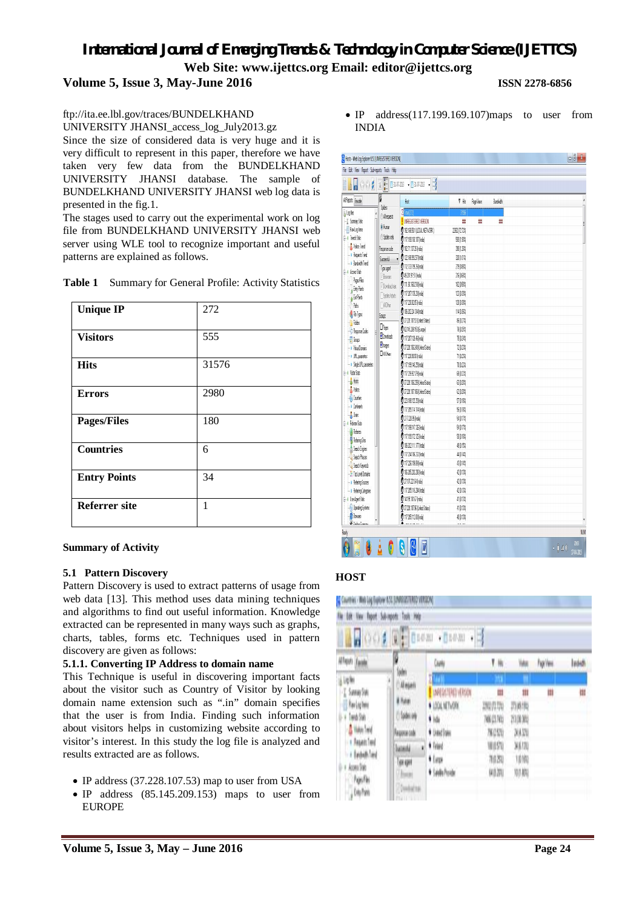ftp://ita.ee.lbl.gov/traces/BUNDELKHAND UNIVERSITY JHANSI_access_log_July2013.gz

Since the size of considered data is very huge and it is very difficult to represent in this paper, therefore we have taken very few data from the BUNDELKHAND UNIVERSITY JHANSI database. The sample of BUNDELKHAND UNIVERSITY JHANSI web log data is presented in the fig.1.

The stages used to carry out the experimental work on log file from BUNDELKHAND UNIVERSITY JHANSI web server using WLE tool to recognize important and useful patterns are explained as follows.

**Table 1** Summary for General Profile: Activity Statistics

| | |
|---|---|
| **Unique IP** | 272 |
| **Visitors** | 555 |
| **Hits** | 31576 |
| **Errors** | 2980 |
| **Pages/Files** | 180 |
| **Countries** | 6 |
| **Entry Points** | 34 |
| **Referrer site** | 1 |

**Summary of Activity**

### 5.1 Pattern Discovery

Pattern Discovery is used to extract patterns of usage from web data [13]. This method uses data mining techniques and algorithms to find out useful information. Knowledge extracted can be represented in many ways such as graphs, charts, tables, forms etc. Techniques used in pattern discovery are given as follows:

#### 5.1.1. Converting IP Address to domain name

This Technique is useful in discovering important facts about the visitor such as Country of Visitor by looking domain name extension such as ".in" domain specifies that the user is from India. Finding such information about visitors helps in customizing website according to visitor's interest. In this study the log file is analyzed and results extracted are as follows.

- IP address (37.228.107.53) map to user from USA
- IP address (85.145.209.153) maps to user from EUROPE
- IP address(117.199.169.107)maps to user from INDIA

**HOST**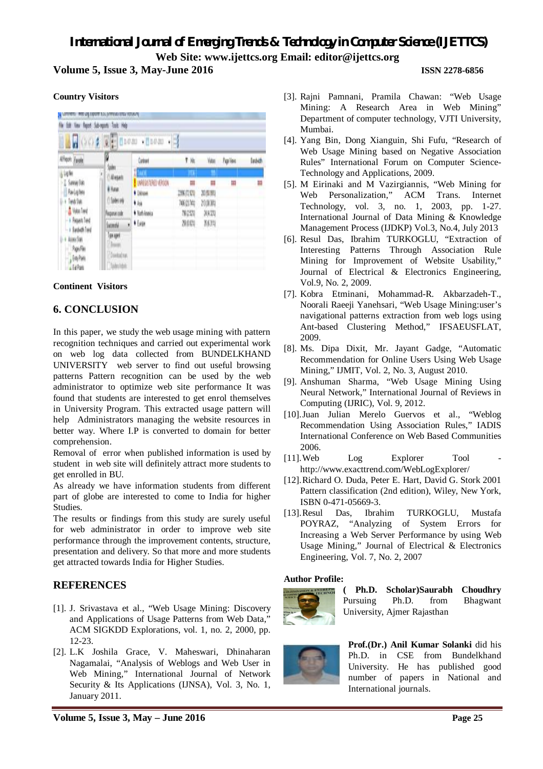**Country Visitors**

**Continent Visitors**

## 6. CONCLUSION

In this paper, we study the web usage mining with pattern recognition techniques and carried out experimental work on web log data collected from BUNDELKHAND UNIVERSITY web server to find out useful browsing patterns Pattern recognition can be used by the web administrator to optimize web site performance It was found that students are interested to get enrol themselves in University Program. This extracted usage pattern will help Administrators managing the website resources in better way. Where I.P is converted to domain for better comprehension.

Removal of error when published information is used by student in web site will definitely attract more students to get enrolled in BU.

As already we have information students from different part of globe are interested to come to India for higher Studies.

The results or findings from this study are surely useful for web administrator in order to improve web site performance through the improvement contents, structure, presentation and delivery. So that more and more students get attracted towards India for Higher Studies.

## REFERENCES

[1]. J. Srivastava et al., "Web Usage Mining: Discovery and Applications of Usage Patterns from Web Data," ACM SIGKDD Explorations, vol. 1, no. 2, 2000, pp. 12-23.

[2]. L.K Joshila Grace, V. Maheswari, Dhinaharan Nagamalai, "Analysis of Weblogs and Web User in Web Mining," International Journal of Network Security & Its Applications (IJNSA), Vol. 3, No. 1, January 2011.

[3]. Rajni Pamnani, Pramila Chawan: "Web Usage Mining: A Research Area in Web Mining" Department of computer technology, VJTI University, Mumbai.

[4]. Yang Bin, Dong Xianguin, Shi Fufu, "Research of Web Usage Mining based on Negative Association Rules" International Forum on Computer Science-Technology and Applications, 2009.

[5]. M Eirinaki and M Vazirgiannis, "Web Mining for Web Personalization," ACM Trans. Internet Technology, vol. 3, no. 1, 2003, pp. 1-27. International Journal of Data Mining & Knowledge Management Process (IJDKP) Vol.3, No.4, July 2013

[6]. Resul Das, Ibrahim TURKOGLU, "Extraction of Interesting Patterns Through Association Rule Mining for Improvement of Website Usability," Journal of Electrical & Electronics Engineering, Vol.9, No. 2, 2009.

[7]. Kobra Etminani, Mohammad-R. Akbarzadeh-T., Noorali Raeeji Yanehsari, "Web Usage Mining:user's navigational patterns extraction from web logs using Ant-based Clustering Method," IFSAEUSFLAT, 2009.

[8]. Ms. Dipa Dixit, Mr. Jayant Gadge, "Automatic Recommendation for Online Users Using Web Usage Mining," IJMIT, Vol. 2, No. 3, August 2010.

[9]. Anshuman Sharma, "Web Usage Mining Using Neural Network," International Journal of Reviews in Computing (IJRIC), Vol. 9, 2012.

[10]. Juan Julian Merelo Guervos et al., "Weblog Recommendation Using Association Rules," IADIS International Conference on Web Based Communities 2006.

[11]. Web Log Explorer Tool - http://www.exacttrend.com/WebLogExplorer/

[12]. Richard O. Duda, Peter E. Hart, David G. Stork 2001 Pattern classification (2nd edition), Wiley, New York, ISBN 0-471-05669-3.

[13]. Resul Das, Ibrahim TURKOGLU, Mustafa POYRAZ, "Analyzing of System Errors for Increasing a Web Server Performance by using Web Usage Mining," Journal of Electrical & Electronics Engineering, Vol. 7, No. 2, 2007

**Author Profile:**

**( Ph.D. Scholar)Saurabh Choudhry** Pursuing Ph.D. from Bhagwant University, Ajmer Rajasthan

**Prof.(Dr.) Anil Kumar Solanki** did his Ph.D. in CSE from Bundelkhand University. He has published good number of papers in National and International journals.